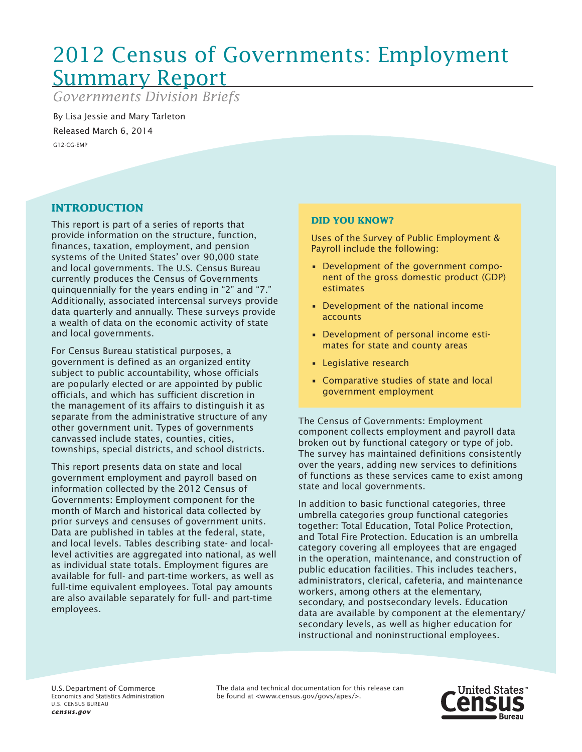# 2012 Census of Governments: Employment Summary Report

*Governments Division Briefs*

By Lisa Jessie and Mary Tarleton

Released March 6, 2014

G12-CG-EMP

## INTRODUCTION

This report is part of a series of reports that provide information on the structure, function, finances, taxation, employment, and pension systems of the United States' over 90,000 state and local governments. The U.S. Census Bureau currently produces the Census of Governments quinquennially for the years ending in "2" and "7." Additionally, associated intercensal surveys provide data quarterly and annually. These surveys provide a wealth of data on the economic activity of state and local governments.

For Census Bureau statistical purposes, a government is defined as an organized entity subject to public accountability, whose officials are popularly elected or are appointed by public officials, and which has sufficient discretion in the management of its affairs to distinguish it as separate from the administrative structure of any other government unit. Types of governments canvassed include states, counties, cities, townships, special districts, and school districts.

This report presents data on state and local government employment and payroll based on information collected by the 2012 Census of Governments: Employment component for the month of March and historical data collected by prior surveys and censuses of government units. Data are published in tables at the federal, state, and local levels. Tables describing state- and local-level activities are aggregated into national, as well as individual state totals. Employment figures are available for full- and part-time workers, as well as full-time equivalent employees. Total pay amounts are also available separately for full- and part-time employees.

### DID YOU KNOW?

Uses of the Survey of Public Employment & Payroll include the following:

- Development of the government component of the gross domestic product (GDP) estimates
- Development of the national income accounts
- Development of personal income estimates for state and county areas
- Legislative research
- Comparative studies of state and local government employment

The Census of Governments: Employment component collects employment and payroll data broken out by functional category or type of job. The survey has maintained definitions consistently over the years, adding new services to definitions of functions as these services came to exist among state and local governments.

In addition to basic functional categories, three umbrella categories group functional categories together: Total Education, Total Police Protection, and Total Fire Protection. Education is an umbrella category covering all employees that are engaged in the operation, maintenance, and construction of public education facilities. This includes teachers, administrators, clerical, cafeteria, and maintenance workers, among others at the elementary, secondary, and postsecondary levels. Education data are available by component at the elementary/secondary levels, as well as higher education for instructional and noninstructional employees.

U.S. Department of Commerce
Economics and Statistics Administration
U.S. CENSUS BUREAU
*census.gov*

The data and technical documentation for this release can be found at <www.census.gov/govs/apes/>.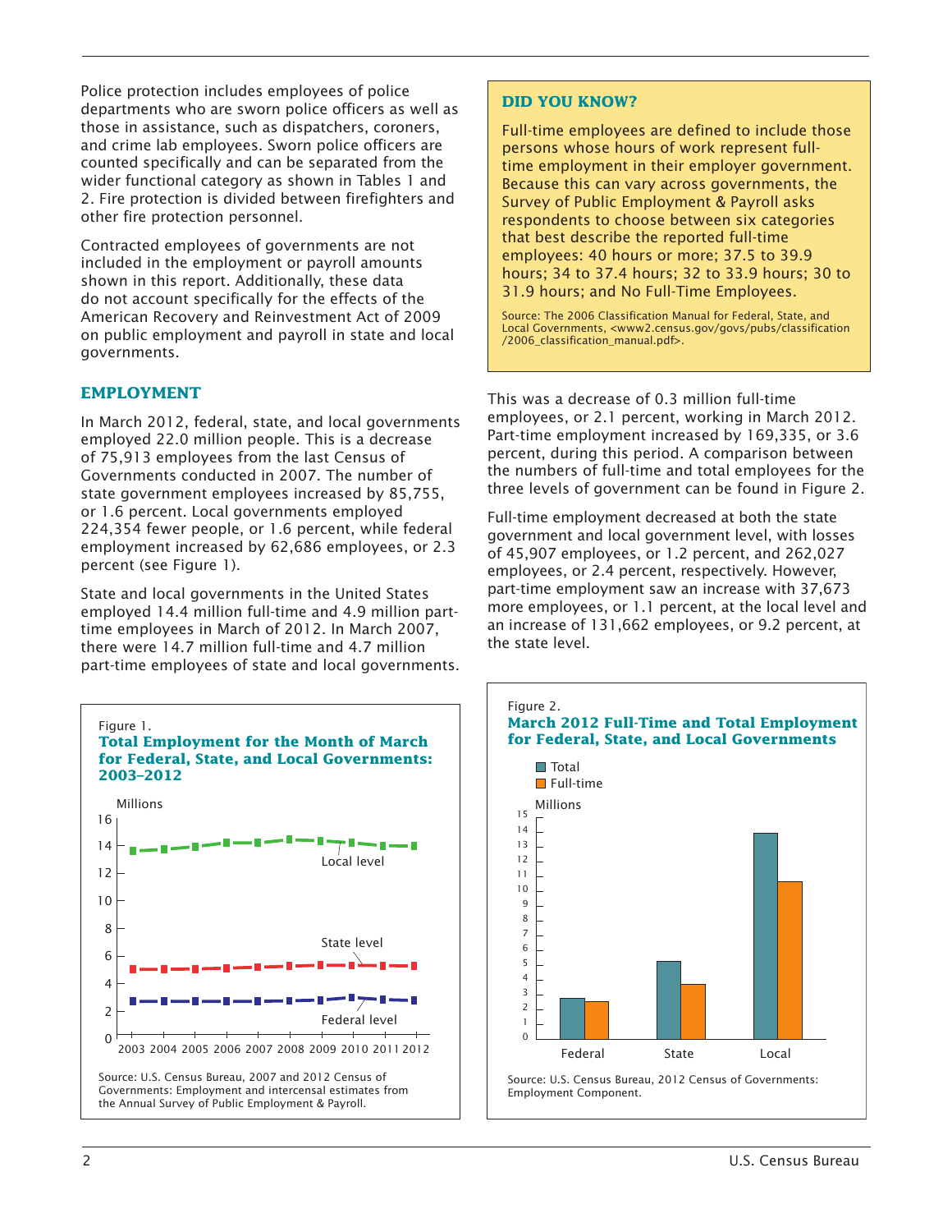Police protection includes employees of police departments who are sworn police officers as well as those in assistance, such as dispatchers, coroners, and crime lab employees. Sworn police officers are counted specifically and can be separated from the wider functional category as shown in Tables 1 and 2. Fire protection is divided between firefighters and other fire protection personnel.

Contracted employees of governments are not included in the employment or payroll amounts shown in this report. Additionally, these data do not account specifically for the effects of the American Recovery and Reinvestment Act of 2009 on public employment and payroll in state and local governments.

> **DID YOU KNOW?**
>
> Full-time employees are defined to include those persons whose hours of work represent full-time employment in their employer government. Because this can vary across governments, the Survey of Public Employment & Payroll asks respondents to choose between six categories that best describe the reported full-time employees: 40 hours or more; 37.5 to 39.9 hours; 34 to 37.4 hours; 32 to 33.9 hours; 30 to 31.9 hours; and No Full-Time Employees.
>
> Source: The 2006 Classification Manual for Federal, State, and Local Governments, <www2.census.gov/govs/pubs/classification/2006_classification_manual.pdf>.

## EMPLOYMENT

In March 2012, federal, state, and local governments employed 22.0 million people. This is a decrease of 75,913 employees from the last Census of Governments conducted in 2007. The number of state government employees increased by 85,755, or 1.6 percent. Local governments employed 224,354 fewer people, or 1.6 percent, while federal employment increased by 62,686 employees, or 2.3 percent (see Figure 1).

State and local governments in the United States employed 14.4 million full-time and 4.9 million part-time employees in March of 2012. In March 2007, there were 14.7 million full-time and 4.7 million part-time employees of state and local governments. This was a decrease of 0.3 million full-time employees, or 2.1 percent, working in March 2012. Part-time employment increased by 169,335, or 3.6 percent, during this period. A comparison between the numbers of full-time and total employees for the three levels of government can be found in Figure 2.

Full-time employment decreased at both the state government and local government level, with losses of 45,907 employees, or 1.2 percent, and 262,027 employees, or 2.4 percent, respectively. However, part-time employment saw an increase with 37,673 more employees, or 1.1 percent, at the local level and an increase of 131,662 employees, or 9.2 percent, at the state level.

Figure 1.
**Total Employment for the Month of March for Federal, State, and Local Governments: 2003–2012**

Source: U.S. Census Bureau, 2007 and 2012 Census of Governments: Employment and intercensal estimates from the Annual Survey of Public Employment & Payroll.

Figure 2.
**March 2012 Full-Time and Total Employment for Federal, State, and Local Governments**

Source: U.S. Census Bureau, 2012 Census of Governments: Employment Component.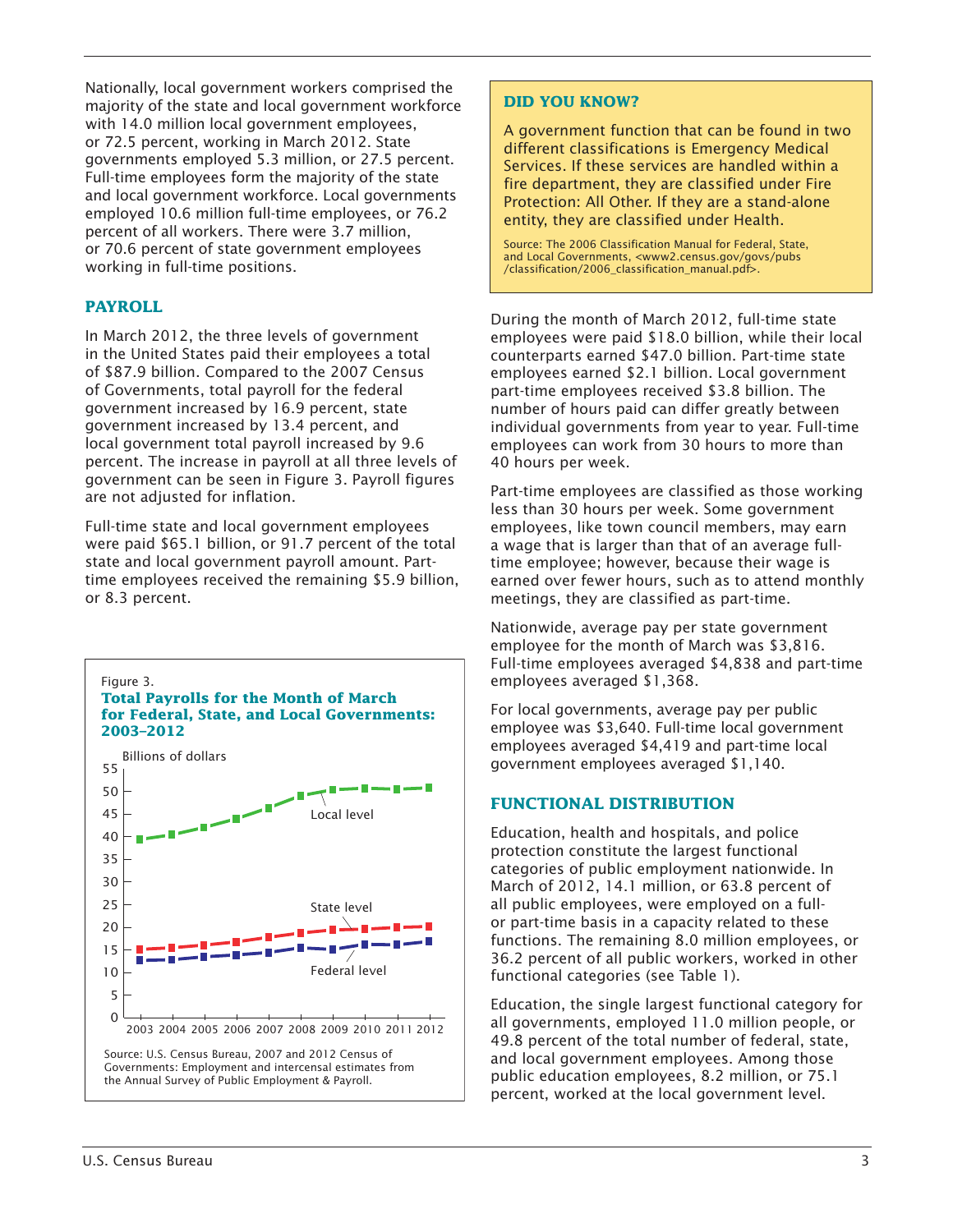Nationally, local government workers comprised the majority of the state and local government workforce with 14.0 million local government employees, or 72.5 percent, working in March 2012. State governments employed 5.3 million, or 27.5 percent. Full-time employees form the majority of the state and local government workforce. Local governments employed 10.6 million full-time employees, or 76.2 percent of all workers. There were 3.7 million, or 70.6 percent of state government employees working in full-time positions.

## PAYROLL

In March 2012, the three levels of government in the United States paid their employees a total of $87.9 billion. Compared to the 2007 Census of Governments, total payroll for the federal government increased by 16.9 percent, state government increased by 13.4 percent, and local government total payroll increased by 9.6 percent. The increase in payroll at all three levels of government can be seen in Figure 3. Payroll figures are not adjusted for inflation.

Full-time state and local government employees were paid $65.1 billion, or 91.7 percent of the total state and local government payroll amount. Part-time employees received the remaining $5.9 billion, or 8.3 percent.

Figure 3.
**Total Payrolls for the Month of March for Federal, State, and Local Governments: 2003–2012**

Source: U.S. Census Bureau, 2007 and 2012 Census of Governments: Employment and intercensal estimates from the Annual Survey of Public Employment & Payroll.

> **DID YOU KNOW?**
>
> A government function that can be found in two different classifications is Emergency Medical Services. If these services are handled within a fire department, they are classified under Fire Protection: All Other. If they are a stand-alone entity, they are classified under Health.
>
> Source: The 2006 Classification Manual for Federal, State, and Local Governments, <www2.census.gov/govs/pubs/classification/2006_classification_manual.pdf>.

During the month of March 2012, full-time state employees were paid $18.0 billion, while their local counterparts earned $47.0 billion. Part-time state employees earned $2.1 billion. Local government part-time employees received $3.8 billion. The number of hours paid can differ greatly between individual governments from year to year. Full-time employees can work from 30 hours to more than 40 hours per week.

Part-time employees are classified as those working less than 30 hours per week. Some government employees, like town council members, may earn a wage that is larger than that of an average full-time employee; however, because their wage is earned over fewer hours, such as to attend monthly meetings, they are classified as part-time.

Nationwide, average pay per state government employee for the month of March was $3,816. Full-time employees averaged $4,838 and part-time employees averaged $1,368.

For local governments, average pay per public employee was $3,640. Full-time local government employees averaged $4,419 and part-time local government employees averaged $1,140.

## FUNCTIONAL DISTRIBUTION

Education, health and hospitals, and police protection constitute the largest functional categories of public employment nationwide. In March of 2012, 14.1 million, or 63.8 percent of all public employees, were employed on a full- or part-time basis in a capacity related to these functions. The remaining 8.0 million employees, or 36.2 percent of all public workers, worked in other functional categories (see Table 1).

Education, the single largest functional category for all governments, employed 11.0 million people, or 49.8 percent of the total number of federal, state, and local government employees. Among those public education employees, 8.2 million, or 75.1 percent, worked at the local government level.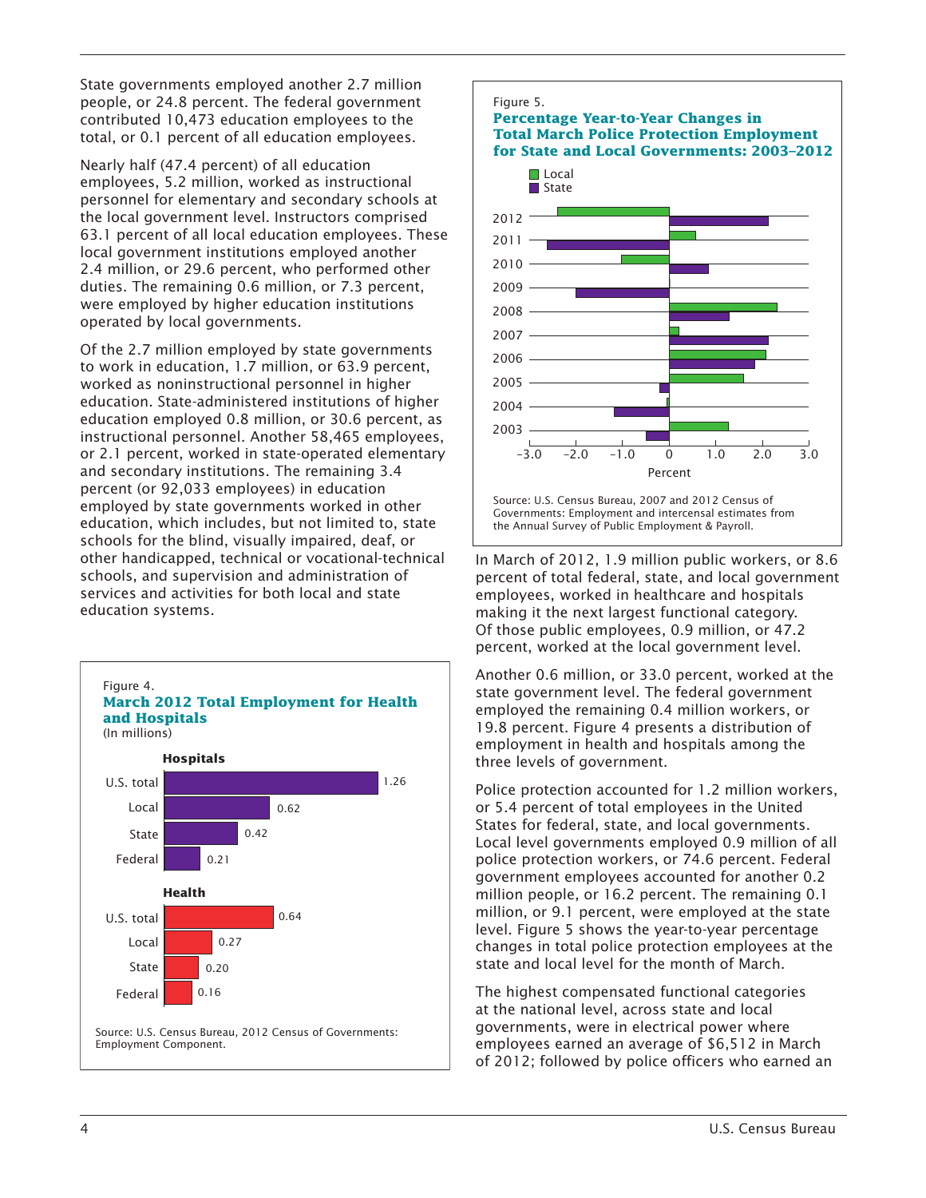State governments employed another 2.7 million people, or 24.8 percent. The federal government contributed 10,473 education employees to the total, or 0.1 percent of all education employees.

Nearly half (47.4 percent) of all education employees, 5.2 million, worked as instructional personnel for elementary and secondary schools at the local government level. Instructors comprised 63.1 percent of all local education employees. These local government institutions employed another 2.4 million, or 29.6 percent, who performed other duties. The remaining 0.6 million, or 7.3 percent, were employed by higher education institutions operated by local governments.

Of the 2.7 million employed by state governments to work in education, 1.7 million, or 63.9 percent, worked as noninstructional personnel in higher education. State-administered institutions of higher education employed 0.8 million, or 30.6 percent, as instructional personnel. Another 58,465 employees, or 2.1 percent, worked in state-operated elementary and secondary institutions. The remaining 3.4 percent (or 92,033 employees) in education employed by state governments worked in other education, which includes, but not limited to, state schools for the blind, visually impaired, deaf, or other handicapped, technical or vocational-technical schools, and supervision and administration of services and activities for both local and state education systems.

Figure 4.
**March 2012 Total Employment for Health and Hospitals**
(In millions)

**Hospitals**

| | |
|---|---|
| U.S. total | 1.26 |
| Local | 0.62 |
| State | 0.42 |
| Federal | 0.21 |

**Health**

| | |
|---|---|
| U.S. total | 0.64 |
| Local | 0.27 |
| State | 0.20 |
| Federal | 0.16 |

Source: U.S. Census Bureau, 2012 Census of Governments: Employment Component.

Figure 5.
**Percentage Year-to-Year Changes in Total March Police Protection Employment for State and Local Governments: 2003–2012**

Source: U.S. Census Bureau, 2007 and 2012 Census of Governments: Employment and intercensal estimates from the Annual Survey of Public Employment & Payroll.

In March of 2012, 1.9 million public workers, or 8.6 percent of total federal, state, and local government employees, worked in healthcare and hospitals making it the next largest functional category. Of those public employees, 0.9 million, or 47.2 percent, worked at the local government level.

Another 0.6 million, or 33.0 percent, worked at the state government level. The federal government employed the remaining 0.4 million workers, or 19.8 percent. Figure 4 presents a distribution of employment in health and hospitals among the three levels of government.

Police protection accounted for 1.2 million workers, or 5.4 percent of total employees in the United States for federal, state, and local governments. Local level governments employed 0.9 million of all police protection workers, or 74.6 percent. Federal government employees accounted for another 0.2 million people, or 16.2 percent. The remaining 0.1 million, or 9.1 percent, were employed at the state level. Figure 5 shows the year-to-year percentage changes in total police protection employees at the state and local level for the month of March.

The highest compensated functional categories at the national level, across state and local governments, were in electrical power where employees earned an average of $6,512 in March of 2012; followed by police officers who earned an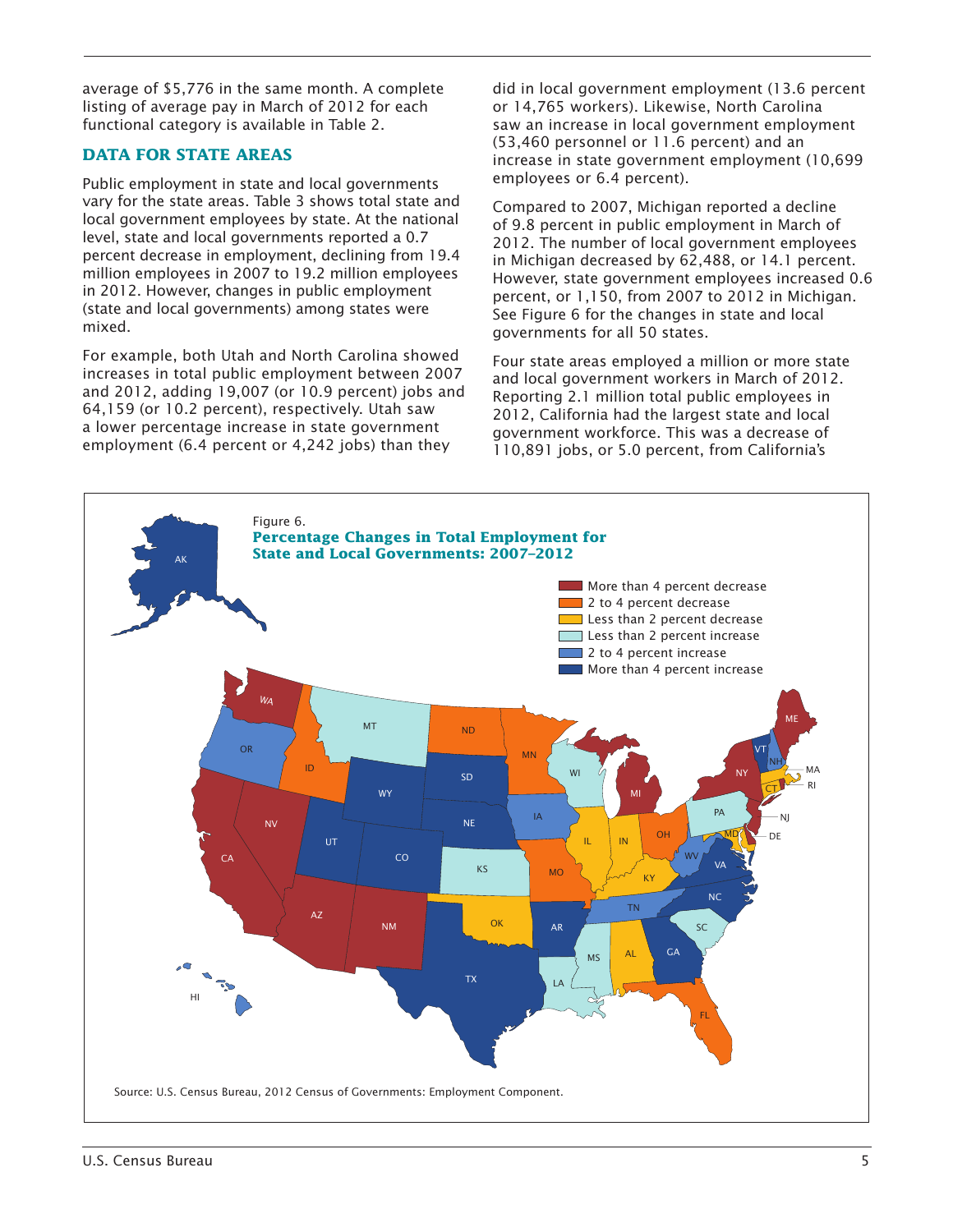average of $5,776 in the same month. A complete listing of average pay in March of 2012 for each functional category is available in Table 2.

## DATA FOR STATE AREAS

Public employment in state and local governments vary for the state areas. Table 3 shows total state and local government employees by state. At the national level, state and local governments reported a 0.7 percent decrease in employment, declining from 19.4 million employees in 2007 to 19.2 million employees in 2012. However, changes in public employment (state and local governments) among states were mixed.

For example, both Utah and North Carolina showed increases in total public employment between 2007 and 2012, adding 19,007 (or 10.9 percent) jobs and 64,159 (or 10.2 percent), respectively. Utah saw a lower percentage increase in state government employment (6.4 percent or 4,242 jobs) than they did in local government employment (13.6 percent or 14,765 workers). Likewise, North Carolina saw an increase in local government employment (53,460 personnel or 11.6 percent) and an increase in state government employment (10,699 employees or 6.4 percent).

Compared to 2007, Michigan reported a decline of 9.8 percent in public employment in March of 2012. The number of local government employees in Michigan decreased by 62,488, or 14.1 percent. However, state government employees increased 0.6 percent, or 1,150, from 2007 to 2012 in Michigan. See Figure 6 for the changes in state and local governments for all 50 states.

Four state areas employed a million or more state and local government workers in March of 2012. Reporting 2.1 million total public employees in 2012, California had the largest state and local government workforce. This was a decrease of 110,891 jobs, or 5.0 percent, from California's

Figure 6.
**Percentage Changes in Total Employment for State and Local Governments: 2007–2012**

Source: U.S. Census Bureau, 2012 Census of Governments: Employment Component.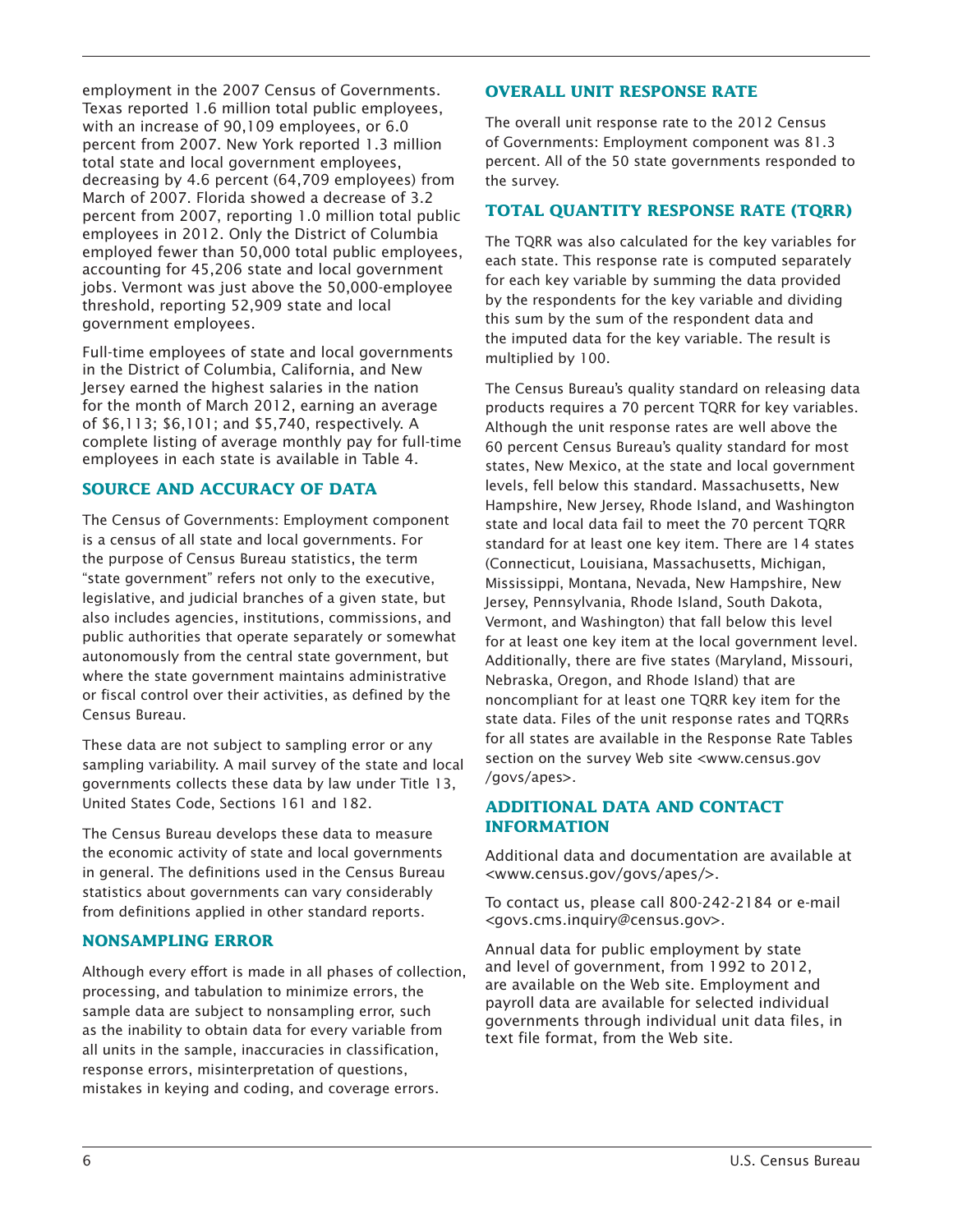employment in the 2007 Census of Governments. Texas reported 1.6 million total public employees, with an increase of 90,109 employees, or 6.0 percent from 2007. New York reported 1.3 million total state and local government employees, decreasing by 4.6 percent (64,709 employees) from March of 2007. Florida showed a decrease of 3.2 percent from 2007, reporting 1.0 million total public employees in 2012. Only the District of Columbia employed fewer than 50,000 total public employees, accounting for 45,206 state and local government jobs. Vermont was just above the 50,000-employee threshold, reporting 52,909 state and local government employees.

Full-time employees of state and local governments in the District of Columbia, California, and New Jersey earned the highest salaries in the nation for the month of March 2012, earning an average of $6,113; $6,101; and $5,740, respectively. A complete listing of average monthly pay for full-time employees in each state is available in Table 4.

## SOURCE AND ACCURACY OF DATA

The Census of Governments: Employment component is a census of all state and local governments. For the purpose of Census Bureau statistics, the term "state government" refers not only to the executive, legislative, and judicial branches of a given state, but also includes agencies, institutions, commissions, and public authorities that operate separately or somewhat autonomously from the central state government, but where the state government maintains administrative or fiscal control over their activities, as defined by the Census Bureau.

These data are not subject to sampling error or any sampling variability. A mail survey of the state and local governments collects these data by law under Title 13, United States Code, Sections 161 and 182.

The Census Bureau develops these data to measure the economic activity of state and local governments in general. The definitions used in the Census Bureau statistics about governments can vary considerably from definitions applied in other standard reports.

## NONSAMPLING ERROR

Although every effort is made in all phases of collection, processing, and tabulation to minimize errors, the sample data are subject to nonsampling error, such as the inability to obtain data for every variable from all units in the sample, inaccuracies in classification, response errors, misinterpretation of questions, mistakes in keying and coding, and coverage errors.

## OVERALL UNIT RESPONSE RATE

The overall unit response rate to the 2012 Census of Governments: Employment component was 81.3 percent. All of the 50 state governments responded to the survey.

## TOTAL QUANTITY RESPONSE RATE (TQRR)

The TQRR was also calculated for the key variables for each state. This response rate is computed separately for each key variable by summing the data provided by the respondents for the key variable and dividing this sum by the sum of the respondent data and the imputed data for the key variable. The result is multiplied by 100.

The Census Bureau's quality standard on releasing data products requires a 70 percent TQRR for key variables. Although the unit response rates are well above the 60 percent Census Bureau's quality standard for most states, New Mexico, at the state and local government levels, fell below this standard. Massachusetts, New Hampshire, New Jersey, Rhode Island, and Washington state and local data fail to meet the 70 percent TQRR standard for at least one key item. There are 14 states (Connecticut, Louisiana, Massachusetts, Michigan, Mississippi, Montana, Nevada, New Hampshire, New Jersey, Pennsylvania, Rhode Island, South Dakota, Vermont, and Washington) that fall below this level for at least one key item at the local government level. Additionally, there are five states (Maryland, Missouri, Nebraska, Oregon, and Rhode Island) that are noncompliant for at least one TQRR key item for the state data. Files of the unit response rates and TQRRs for all states are available in the Response Rate Tables section on the survey Web site <www.census.gov/govs/apes>.

## ADDITIONAL DATA AND CONTACT INFORMATION

Additional data and documentation are available at <www.census.gov/govs/apes/>.

To contact us, please call 800-242-2184 or e-mail <govs.cms.inquiry@census.gov>.

Annual data for public employment by state and level of government, from 1992 to 2012, are available on the Web site. Employment and payroll data are available for selected individual governments through individual unit data files, in text file format, from the Web site.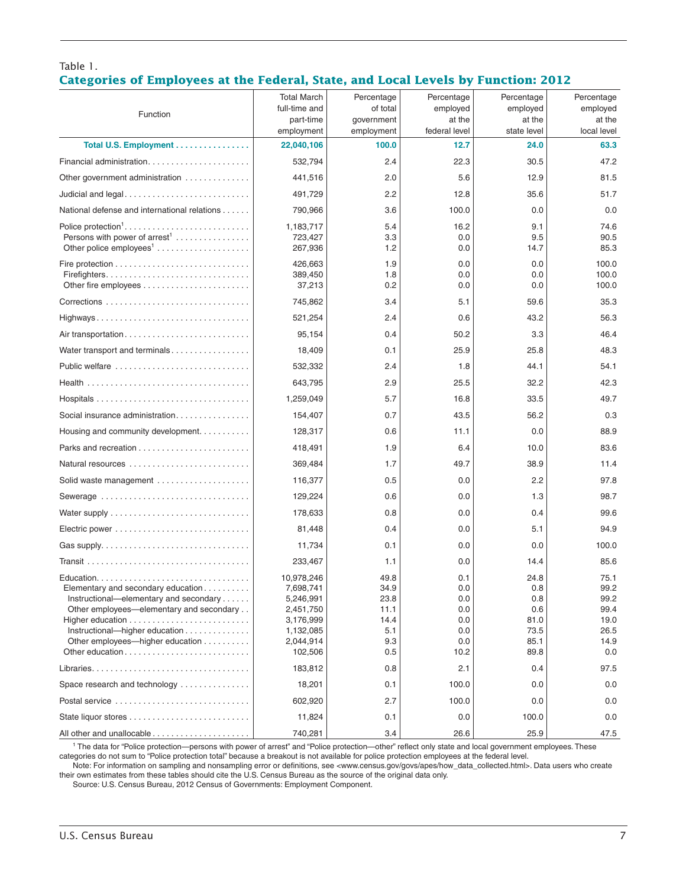Table 1.

## Categories of Employees at the Federal, State, and Local Levels by Function: 2012

| Function | Total March full-time and part-time employment | Percentage of total government employment | Percentage employed at the federal level | Percentage employed at the state level | Percentage employed at the local level |
|---|---|---|---|---|---|
| **Total U.S. Employment** | **22,040,106** | **100.0** | **12.7** | **24.0** | **63.3** |
| Financial administration | 532,794 | 2.4 | 22.3 | 30.5 | 47.2 |
| Other government administration | 441,516 | 2.0 | 5.6 | 12.9 | 81.5 |
| Judicial and legal | 491,729 | 2.2 | 12.8 | 35.6 | 51.7 |
| National defense and international relations | 790,966 | 3.6 | 100.0 | 0.0 | 0.0 |
| Police protection[1] | 1,183,717 | 5.4 | 16.2 | 9.1 | 74.6 |
| Persons with power of arrest[1] | 723,427 | 3.3 | 0.0 | 9.5 | 90.5 |
| Other police employees[1] | 267,936 | 1.2 | 0.0 | 14.7 | 85.3 |
| Fire protection | 426,663 | 1.9 | 0.0 | 0.0 | 100.0 |
| Firefighters | 389,450 | 1.8 | 0.0 | 0.0 | 100.0 |
| Other fire employees | 37,213 | 0.2 | 0.0 | 0.0 | 100.0 |
| Corrections | 745,862 | 3.4 | 5.1 | 59.6 | 35.3 |
| Highways | 521,254 | 2.4 | 0.6 | 43.2 | 56.3 |
| Air transportation | 95,154 | 0.4 | 50.2 | 3.3 | 46.4 |
| Water transport and terminals | 18,409 | 0.1 | 25.9 | 25.8 | 48.3 |
| Public welfare | 532,332 | 2.4 | 1.8 | 44.1 | 54.1 |
| Health | 643,795 | 2.9 | 25.5 | 32.2 | 42.3 |
| Hospitals | 1,259,049 | 5.7 | 16.8 | 33.5 | 49.7 |
| Social insurance administration | 154,407 | 0.7 | 43.5 | 56.2 | 0.3 |
| Housing and community development | 128,317 | 0.6 | 11.1 | 0.0 | 88.9 |
| Parks and recreation | 418,491 | 1.9 | 6.4 | 10.0 | 83.6 |
| Natural resources | 369,484 | 1.7 | 49.7 | 38.9 | 11.4 |
| Solid waste management | 116,377 | 0.5 | 0.0 | 2.2 | 97.8 |
| Sewerage | 129,224 | 0.6 | 0.0 | 1.3 | 98.7 |
| Water supply | 178,633 | 0.8 | 0.0 | 0.4 | 99.6 |
| Electric power | 81,448 | 0.4 | 0.0 | 5.1 | 94.9 |
| Gas supply | 11,734 | 0.1 | 0.0 | 0.0 | 100.0 |
| Transit | 233,467 | 1.1 | 0.0 | 14.4 | 85.6 |
| Education | 10,978,246 | 49.8 | 0.1 | 24.8 | 75.1 |
| Elementary and secondary education | 7,698,741 | 34.9 | 0.0 | 0.8 | 99.2 |
| Instructional—elementary and secondary | 5,246,991 | 23.8 | 0.0 | 0.8 | 99.2 |
| Other employees—elementary and secondary | 2,451,750 | 11.1 | 0.0 | 0.6 | 99.4 |
| Higher education | 3,176,999 | 14.4 | 0.0 | 81.0 | 19.0 |
| Instructional—higher education | 1,132,085 | 5.1 | 0.0 | 73.5 | 26.5 |
| Other employees—higher education | 2,044,914 | 9.3 | 0.0 | 85.1 | 14.9 |
| Other education | 102,506 | 0.5 | 10.2 | 89.8 | 0.0 |
| Libraries | 183,812 | 0.8 | 2.1 | 0.4 | 97.5 |
| Space research and technology | 18,201 | 0.1 | 100.0 | 0.0 | 0.0 |
| Postal service | 602,920 | 2.7 | 100.0 | 0.0 | 0.0 |
| State liquor stores | 11,824 | 0.1 | 0.0 | 100.0 | 0.0 |
| All other and unallocable | 740,281 | 3.4 | 26.6 | 25.9 | 47.5 |

[1] The data for "Police protection—persons with power of arrest" and "Police protection—other" reflect only state and local government employees. These categories do not sum to "Police protection total" because a breakout is not available for police protection employees at the federal level.

Note: For information on sampling and nonsampling error or definitions, see <www.census.gov/govs/apes/how_data_collected.html>. Data users who create their own estimates from these tables should cite the U.S. Census Bureau as the source of the original data only.

Source: U.S. Census Bureau, 2012 Census of Governments: Employment Component.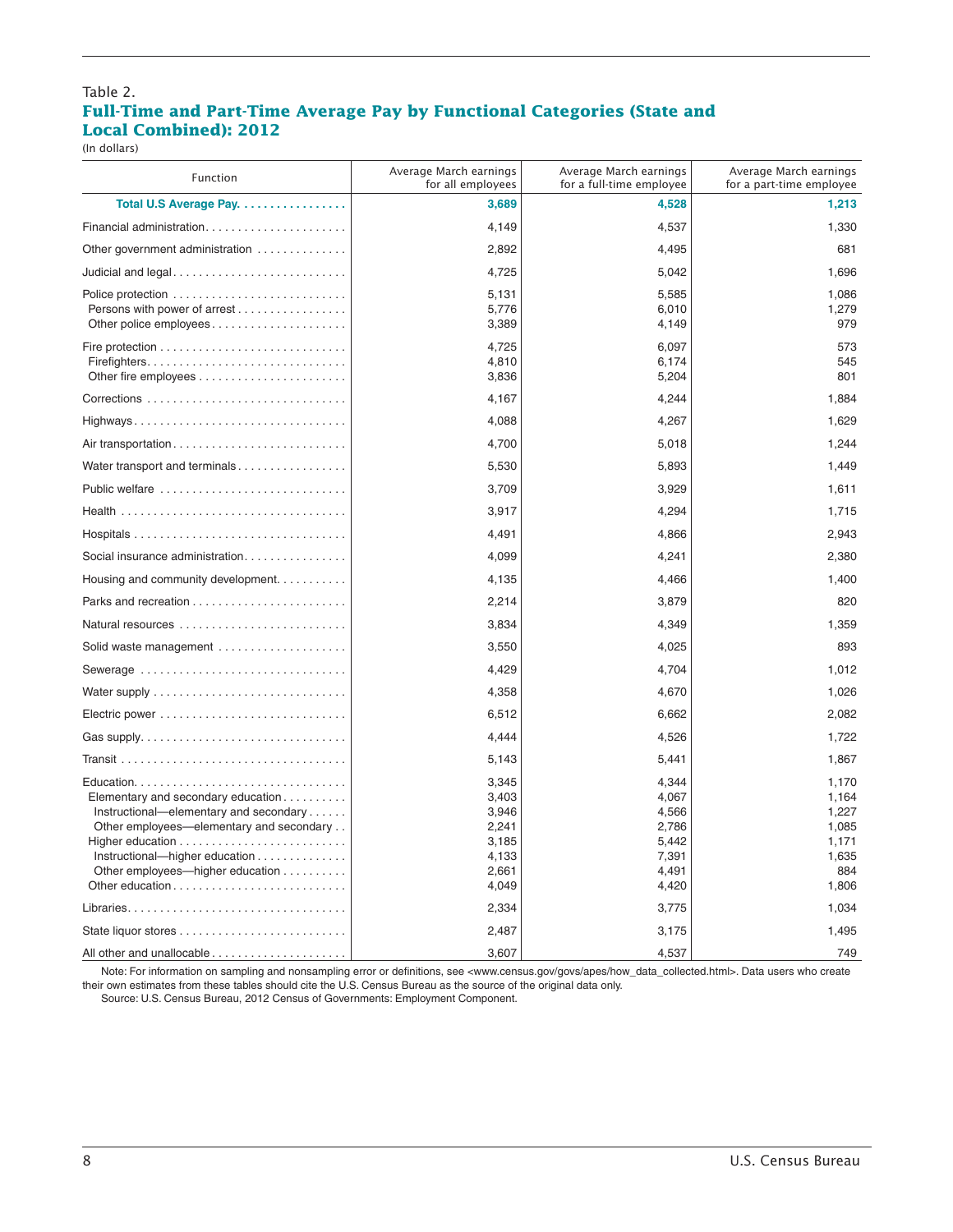Table 2.

## Full-Time and Part-Time Average Pay by Functional Categories (State and Local Combined): 2012

(In dollars)

| Function | Average March earnings for all employees | Average March earnings for a full-time employee | Average March earnings for a part-time employee |
|---|---|---|---|
| **Total U.S Average Pay** | **3,689** | **4,528** | **1,213** |
| Financial administration | 4,149 | 4,537 | 1,330 |
| Other government administration | 2,892 | 4,495 | 681 |
| Judicial and legal | 4,725 | 5,042 | 1,696 |
| Police protection | 5,131 | 5,585 | 1,086 |
| Persons with power of arrest | 5,776 | 6,010 | 1,279 |
| Other police employees | 3,389 | 4,149 | 979 |
| Fire protection | 4,725 | 6,097 | 573 |
| Firefighters | 4,810 | 6,174 | 545 |
| Other fire employees | 3,836 | 5,204 | 801 |
| Corrections | 4,167 | 4,244 | 1,884 |
| Highways | 4,088 | 4,267 | 1,629 |
| Air transportation | 4,700 | 5,018 | 1,244 |
| Water transport and terminals | 5,530 | 5,893 | 1,449 |
| Public welfare | 3,709 | 3,929 | 1,611 |
| Health | 3,917 | 4,294 | 1,715 |
| Hospitals | 4,491 | 4,866 | 2,943 |
| Social insurance administration | 4,099 | 4,241 | 2,380 |
| Housing and community development | 4,135 | 4,466 | 1,400 |
| Parks and recreation | 2,214 | 3,879 | 820 |
| Natural resources | 3,834 | 4,349 | 1,359 |
| Solid waste management | 3,550 | 4,025 | 893 |
| Sewerage | 4,429 | 4,704 | 1,012 |
| Water supply | 4,358 | 4,670 | 1,026 |
| Electric power | 6,512 | 6,662 | 2,082 |
| Gas supply | 4,444 | 4,526 | 1,722 |
| Transit | 5,143 | 5,441 | 1,867 |
| Education | 3,345 | 4,344 | 1,170 |
| Elementary and secondary education | 3,403 | 4,067 | 1,164 |
| Instructional—elementary and secondary | 3,946 | 4,566 | 1,227 |
| Other employees—elementary and secondary | 2,241 | 2,786 | 1,085 |
| Higher education | 3,185 | 5,442 | 1,171 |
| Instructional—higher education | 4,133 | 7,391 | 1,635 |
| Other employees—higher education | 2,661 | 4,491 | 884 |
| Other education | 4,049 | 4,420 | 1,806 |
| Libraries | 2,334 | 3,775 | 1,034 |
| State liquor stores | 2,487 | 3,175 | 1,495 |
| All other and unallocable | 3,607 | 4,537 | 749 |

Note: For information on sampling and nonsampling error or definitions, see <www.census.gov/govs/apes/how_data_collected.html>. Data users who create their own estimates from these tables should cite the U.S. Census Bureau as the source of the original data only.

Source: U.S. Census Bureau, 2012 Census of Governments: Employment Component.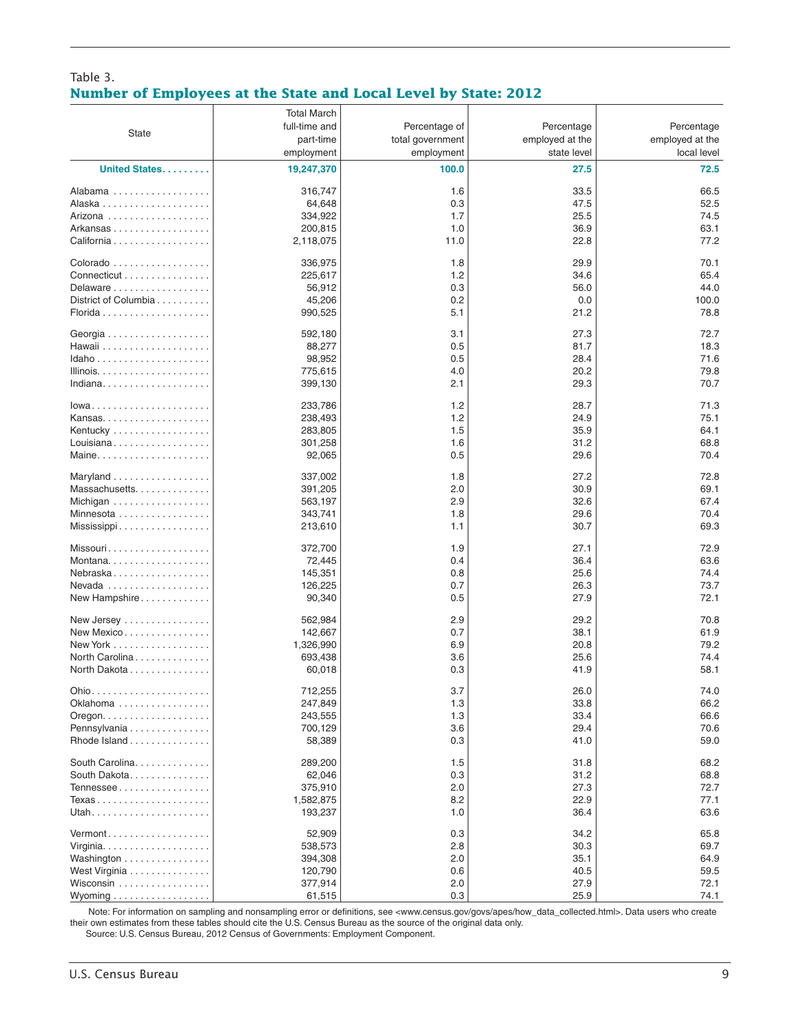Table 3.

## Number of Employees at the State and Local Level by State: 2012

| State | Total March full-time and part-time employment | Percentage of total government employment | Percentage employed at the state level | Percentage employed at the local level |
|---|---|---|---|---|
| **United States** | **19,247,370** | **100.0** | **27.5** | **72.5** |
| Alabama | 316,747 | 1.6 | 33.5 | 66.5 |
| Alaska | 64,648 | 0.3 | 47.5 | 52.5 |
| Arizona | 334,922 | 1.7 | 25.5 | 74.5 |
| Arkansas | 200,815 | 1.0 | 36.9 | 63.1 |
| California | 2,118,075 | 11.0 | 22.8 | 77.2 |
| Colorado | 336,975 | 1.8 | 29.9 | 70.1 |
| Connecticut | 225,617 | 1.2 | 34.6 | 65.4 |
| Delaware | 56,912 | 0.3 | 56.0 | 44.0 |
| District of Columbia | 45,206 | 0.2 | 0.0 | 100.0 |
| Florida | 990,525 | 5.1 | 21.2 | 78.8 |
| Georgia | 592,180 | 3.1 | 27.3 | 72.7 |
| Hawaii | 88,277 | 0.5 | 81.7 | 18.3 |
| Idaho | 98,952 | 0.5 | 28.4 | 71.6 |
| Illinois | 775,615 | 4.0 | 20.2 | 79.8 |
| Indiana | 399,130 | 2.1 | 29.3 | 70.7 |
| Iowa | 233,786 | 1.2 | 28.7 | 71.3 |
| Kansas | 238,493 | 1.2 | 24.9 | 75.1 |
| Kentucky | 283,805 | 1.5 | 35.9 | 64.1 |
| Louisiana | 301,258 | 1.6 | 31.2 | 68.8 |
| Maine | 92,065 | 0.5 | 29.6 | 70.4 |
| Maryland | 337,002 | 1.8 | 27.2 | 72.8 |
| Massachusetts | 391,205 | 2.0 | 30.9 | 69.1 |
| Michigan | 563,197 | 2.9 | 32.6 | 67.4 |
| Minnesota | 343,741 | 1.8 | 29.6 | 70.4 |
| Mississippi | 213,610 | 1.1 | 30.7 | 69.3 |
| Missouri | 372,700 | 1.9 | 27.1 | 72.9 |
| Montana | 72,445 | 0.4 | 36.4 | 63.6 |
| Nebraska | 145,351 | 0.8 | 25.6 | 74.4 |
| Nevada | 126,225 | 0.7 | 26.3 | 73.7 |
| New Hampshire | 90,340 | 0.5 | 27.9 | 72.1 |
| New Jersey | 562,984 | 2.9 | 29.2 | 70.8 |
| New Mexico | 142,667 | 0.7 | 38.1 | 61.9 |
| New York | 1,326,990 | 6.9 | 20.8 | 79.2 |
| North Carolina | 693,438 | 3.6 | 25.6 | 74.4 |
| North Dakota | 60,018 | 0.3 | 41.9 | 58.1 |
| Ohio | 712,255 | 3.7 | 26.0 | 74.0 |
| Oklahoma | 247,849 | 1.3 | 33.8 | 66.2 |
| Oregon | 243,555 | 1.3 | 33.4 | 66.6 |
| Pennsylvania | 700,129 | 3.6 | 29.4 | 70.6 |
| Rhode Island | 58,389 | 0.3 | 41.0 | 59.0 |
| South Carolina | 289,200 | 1.5 | 31.8 | 68.2 |
| South Dakota | 62,046 | 0.3 | 31.2 | 68.8 |
| Tennessee | 375,910 | 2.0 | 27.3 | 72.7 |
| Texas | 1,582,875 | 8.2 | 22.9 | 77.1 |
| Utah | 193,237 | 1.0 | 36.4 | 63.6 |
| Vermont | 52,909 | 0.3 | 34.2 | 65.8 |
| Virginia | 538,573 | 2.8 | 30.3 | 69.7 |
| Washington | 394,308 | 2.0 | 35.1 | 64.9 |
| West Virginia | 120,790 | 0.6 | 40.5 | 59.5 |
| Wisconsin | 377,914 | 2.0 | 27.9 | 72.1 |
| Wyoming | 61,515 | 0.3 | 25.9 | 74.1 |

Note: For information on sampling and nonsampling error or definitions, see <www.census.gov/govs/apes/how_data_collected.html>. Data users who create their own estimates from these tables should cite the U.S. Census Bureau as the source of the original data only.

Source: U.S. Census Bureau, 2012 Census of Governments: Employment Component.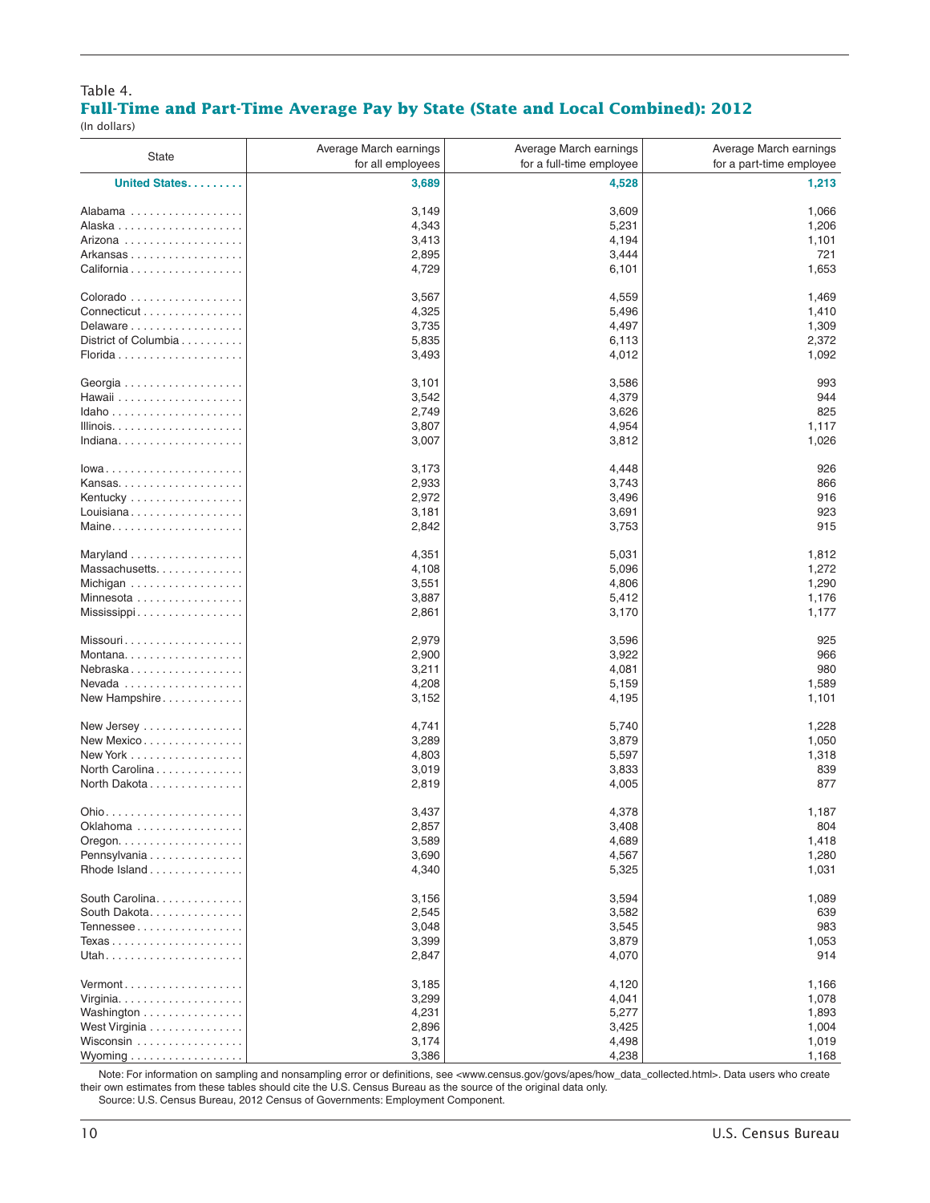Table 4.

## Full-Time and Part-Time Average Pay by State (State and Local Combined): 2012

(In dollars)

| State | Average March earnings for all employees | Average March earnings for a full-time employee | Average March earnings for a part-time employee |
|---|---|---|---|
| **United States** | **3,689** | **4,528** | **1,213** |
| Alabama | 3,149 | 3,609 | 1,066 |
| Alaska | 4,343 | 5,231 | 1,206 |
| Arizona | 3,413 | 4,194 | 1,101 |
| Arkansas | 2,895 | 3,444 | 721 |
| California | 4,729 | 6,101 | 1,653 |
| Colorado | 3,567 | 4,559 | 1,469 |
| Connecticut | 4,325 | 5,496 | 1,410 |
| Delaware | 3,735 | 4,497 | 1,309 |
| District of Columbia | 5,835 | 6,113 | 2,372 |
| Florida | 3,493 | 4,012 | 1,092 |
| Georgia | 3,101 | 3,586 | 993 |
| Hawaii | 3,542 | 4,379 | 944 |
| Idaho | 2,749 | 3,626 | 825 |
| Illinois | 3,807 | 4,954 | 1,117 |
| Indiana | 3,007 | 3,812 | 1,026 |
| Iowa | 3,173 | 4,448 | 926 |
| Kansas | 2,933 | 3,743 | 866 |
| Kentucky | 2,972 | 3,496 | 916 |
| Louisiana | 3,181 | 3,691 | 923 |
| Maine | 2,842 | 3,753 | 915 |
| Maryland | 4,351 | 5,031 | 1,812 |
| Massachusetts | 4,108 | 5,096 | 1,272 |
| Michigan | 3,551 | 4,806 | 1,290 |
| Minnesota | 3,887 | 5,412 | 1,176 |
| Mississippi | 2,861 | 3,170 | 1,177 |
| Missouri | 2,979 | 3,596 | 925 |
| Montana | 2,900 | 3,922 | 966 |
| Nebraska | 3,211 | 4,081 | 980 |
| Nevada | 4,208 | 5,159 | 1,589 |
| New Hampshire | 3,152 | 4,195 | 1,101 |
| New Jersey | 4,741 | 5,740 | 1,228 |
| New Mexico | 3,289 | 3,879 | 1,050 |
| New York | 4,803 | 5,597 | 1,318 |
| North Carolina | 3,019 | 3,833 | 839 |
| North Dakota | 2,819 | 4,005 | 877 |
| Ohio | 3,437 | 4,378 | 1,187 |
| Oklahoma | 2,857 | 3,408 | 804 |
| Oregon | 3,589 | 4,689 | 1,418 |
| Pennsylvania | 3,690 | 4,567 | 1,280 |
| Rhode Island | 4,340 | 5,325 | 1,031 |
| South Carolina | 3,156 | 3,594 | 1,089 |
| South Dakota | 2,545 | 3,582 | 639 |
| Tennessee | 3,048 | 3,545 | 983 |
| Texas | 3,399 | 3,879 | 1,053 |
| Utah | 2,847 | 4,070 | 914 |
| Vermont | 3,185 | 4,120 | 1,166 |
| Virginia | 3,299 | 4,041 | 1,078 |
| Washington | 4,231 | 5,277 | 1,893 |
| West Virginia | 2,896 | 3,425 | 1,004 |
| Wisconsin | 3,174 | 4,498 | 1,019 |
| Wyoming | 3,386 | 4,238 | 1,168 |

Note: For information on sampling and nonsampling error or definitions, see <www.census.gov/govs/apes/how_data_collected.html>. Data users who create their own estimates from these tables should cite the U.S. Census Bureau as the source of the original data only.

Source: U.S. Census Bureau, 2012 Census of Governments: Employment Component.